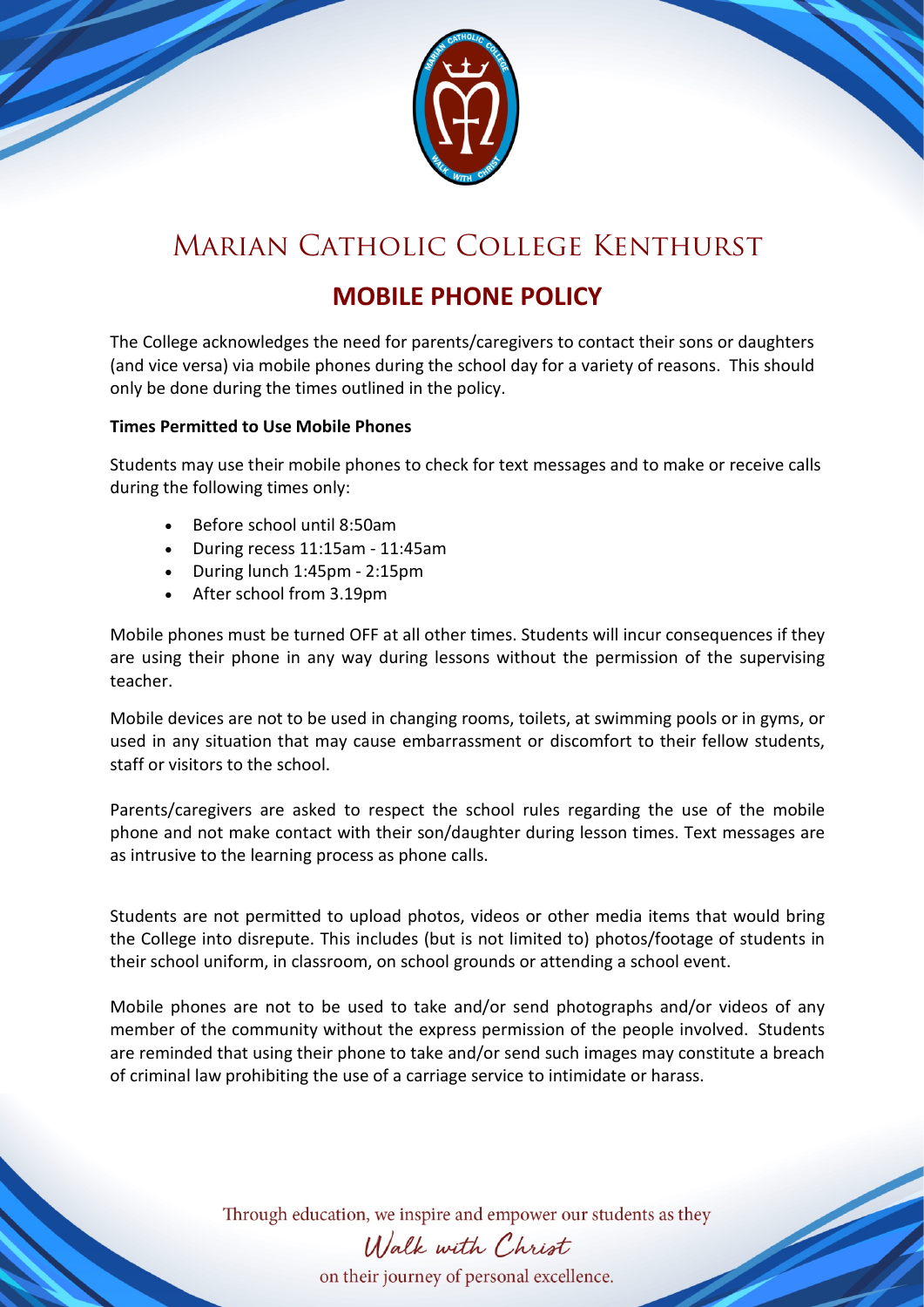# Marian Catholic College Kenthurst

## MOBILE PHONE POLICY

The College acknowledges the need for parents/caregivers to contact their sons or daughters (and vice versa) via mobile phones during the school day for a variety of reasons. This should only be done during the times outlined in the policy.

**Times Permitted to Use Mobile Phones**

Students may use their mobile phones to check for text messages and to make or receive calls during the following times only:

- Before school until 8:50am
- During recess 11:15am - 11:45am
- During lunch 1:45pm - 2:15pm
- After school from 3.19pm

Mobile phones must be turned OFF at all other times. Students will incur consequences if they are using their phone in any way during lessons without the permission of the supervising teacher.

Mobile devices are not to be used in changing rooms, toilets, at swimming pools or in gyms, or used in any situation that may cause embarrassment or discomfort to their fellow students, staff or visitors to the school.

Parents/caregivers are asked to respect the school rules regarding the use of the mobile phone and not make contact with their son/daughter during lesson times. Text messages are as intrusive to the learning process as phone calls.

Students are not permitted to upload photos, videos or other media items that would bring the College into disrepute. This includes (but is not limited to) photos/footage of students in their school uniform, in classroom, on school grounds or attending a school event.

Mobile phones are not to be used to take and/or send photographs and/or videos of any member of the community without the express permission of the people involved. Students are reminded that using their phone to take and/or send such images may constitute a breach of criminal law prohibiting the use of a carriage service to intimidate or harass.

Through education, we inspire and empower our students as they

*Walk with Christ*

on their journey of personal excellence.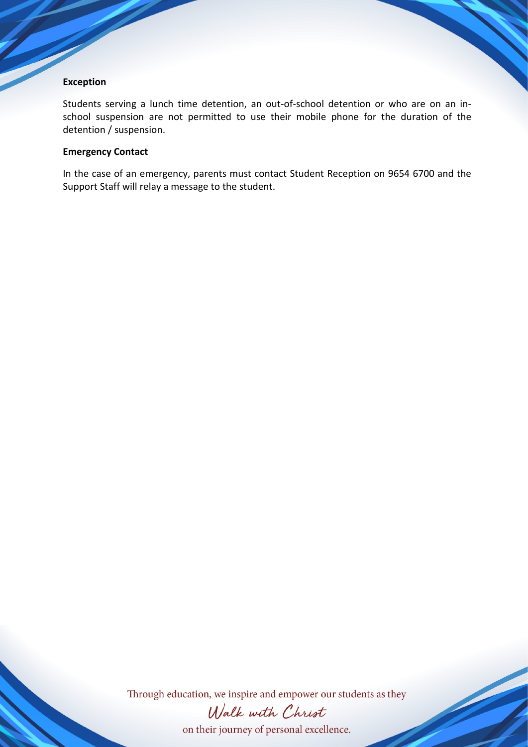**Exception**

Students serving a lunch time detention, an out-of-school detention or who are on an in-school suspension are not permitted to use their mobile phone for the duration of the detention / suspension.

**Emergency Contact**

In the case of an emergency, parents must contact Student Reception on 9654 6700 and the Support Staff will relay a message to the student.